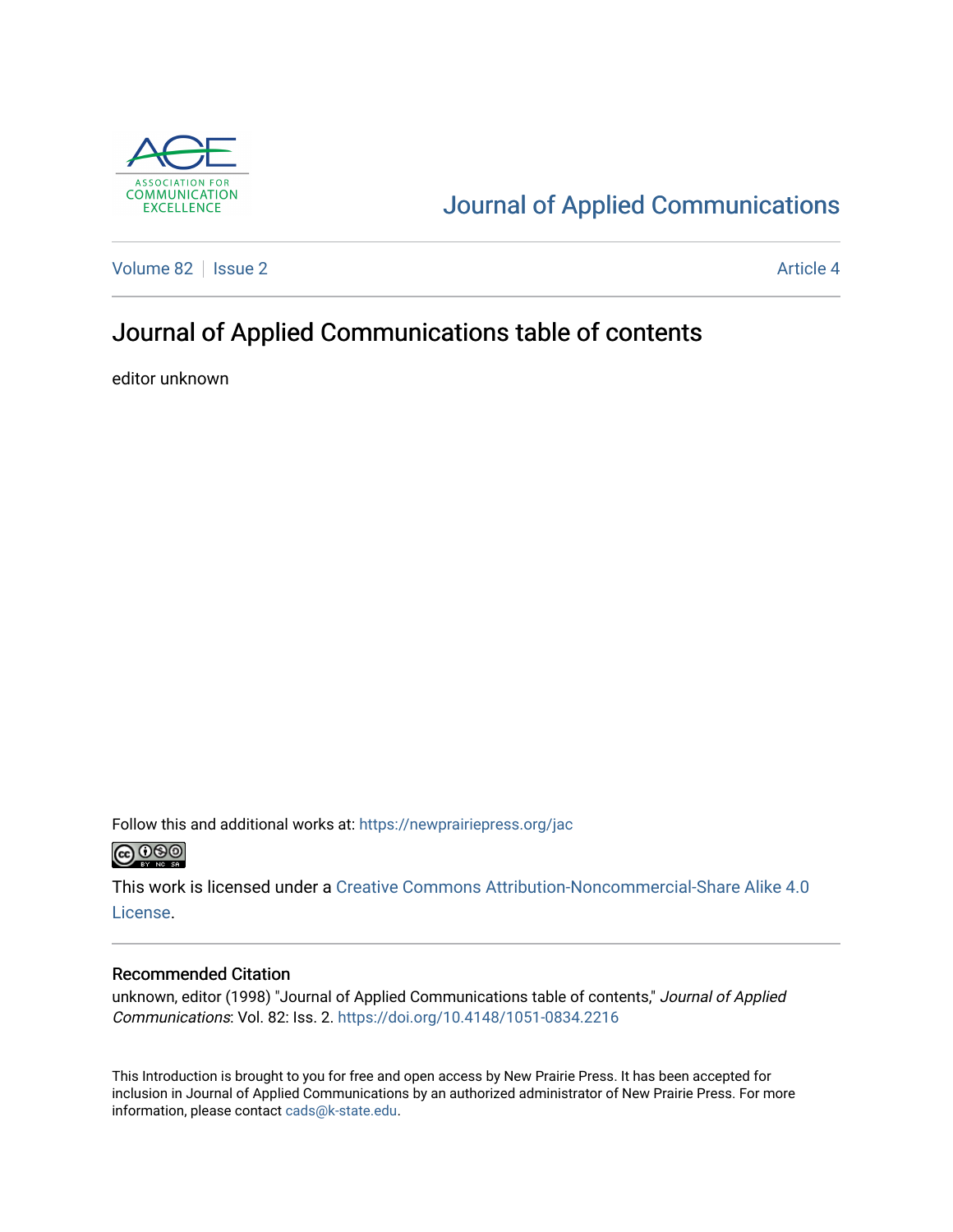Journal of Applied Communications

Volume 82 | Issue 2 Article 4

# Journal of Applied Communications table of contents

editor unknown

Follow this and additional works at: https://newprairiepress.org/jac

This work is licensed under a Creative Commons Attribution-Noncommercial-Share Alike 4.0 License.

## Recommended Citation

unknown, editor (1998) "Journal of Applied Communications table of contents," *Journal of Applied Communications*: Vol. 82: Iss. 2. https://doi.org/10.4148/1051-0834.2216

This Introduction is brought to you for free and open access by New Prairie Press. It has been accepted for inclusion in Journal of Applied Communications by an authorized administrator of New Prairie Press. For more information, please contact cads@k-state.edu.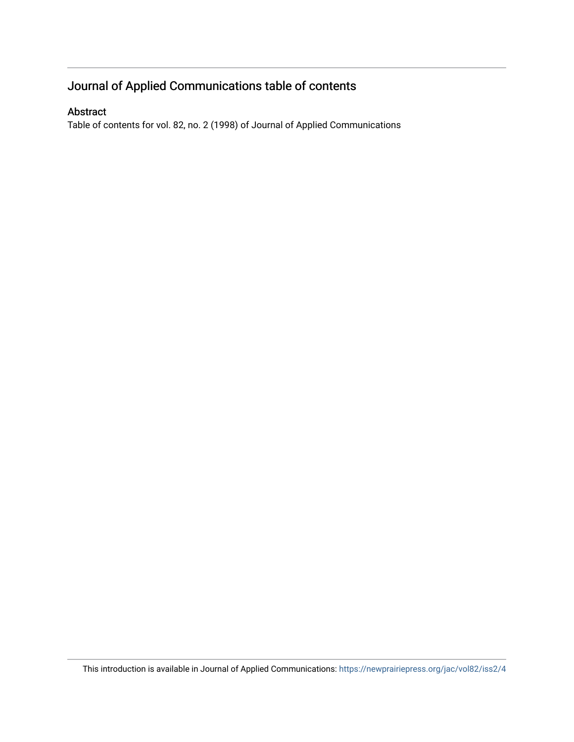# Journal of Applied Communications table of contents

## Abstract

Table of contents for vol. 82, no. 2 (1998) of Journal of Applied Communications

This introduction is available in Journal of Applied Communications: https://newprairiepress.org/jac/vol82/iss2/4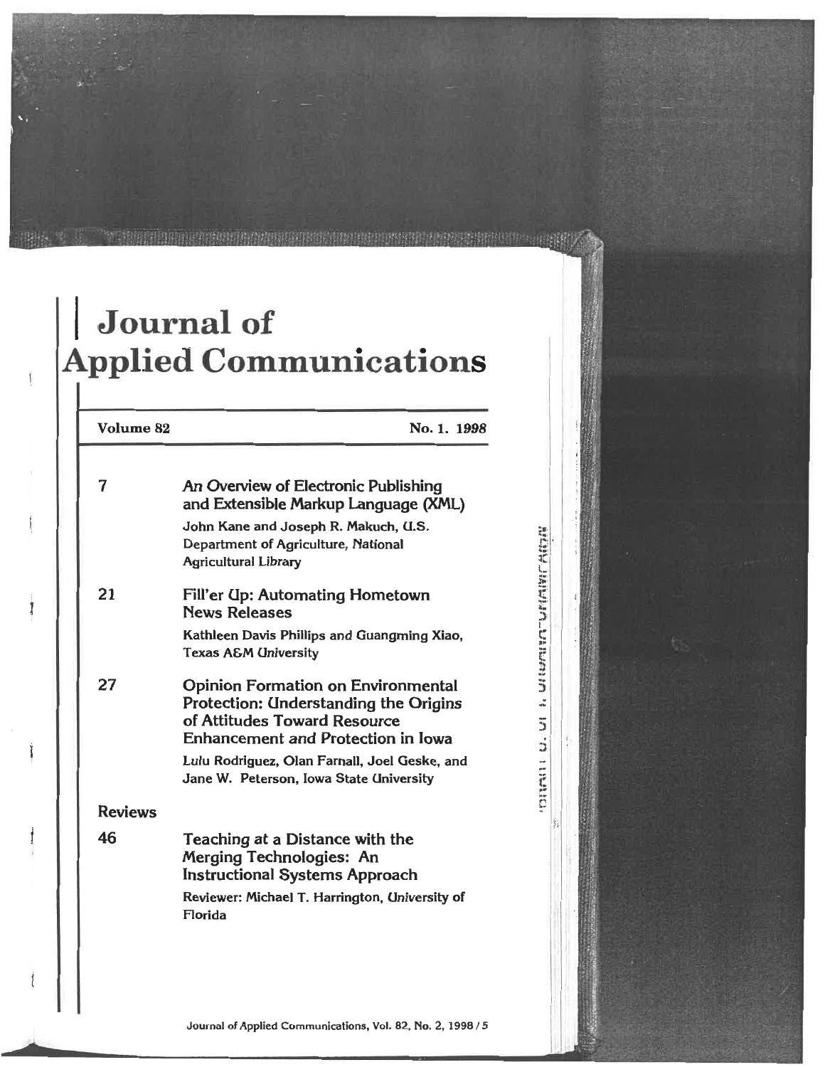# Journal of Applied Communications

**Volume 82** **No. 1. 1998**

| | |
|---|---|
| 7 | An Overview of Electronic Publishing and Extensible Markup Language (XML)<br>John Kane and Joseph R. Makuch, U.S. Department of Agriculture, National Agricultural Library |
| 21 | Fill'er Up: Automating Hometown News Releases<br>Kathleen Davis Phillips and Guangming Xiao, Texas A&M University |
| 27 | Opinion Formation on Environmental Protection: Understanding the Origins of Attitudes Toward Resource Enhancement and Protection in Iowa<br>Lulu Rodriguez, Olan Farnall, Joel Geske, and Jane W. Peterson, Iowa State University |

## Reviews

| | |
|---|---|
| 46 | Teaching at a Distance with the Merging Technologies: An Instructional Systems Approach<br>Reviewer: Michael T. Harrington, University of Florida |